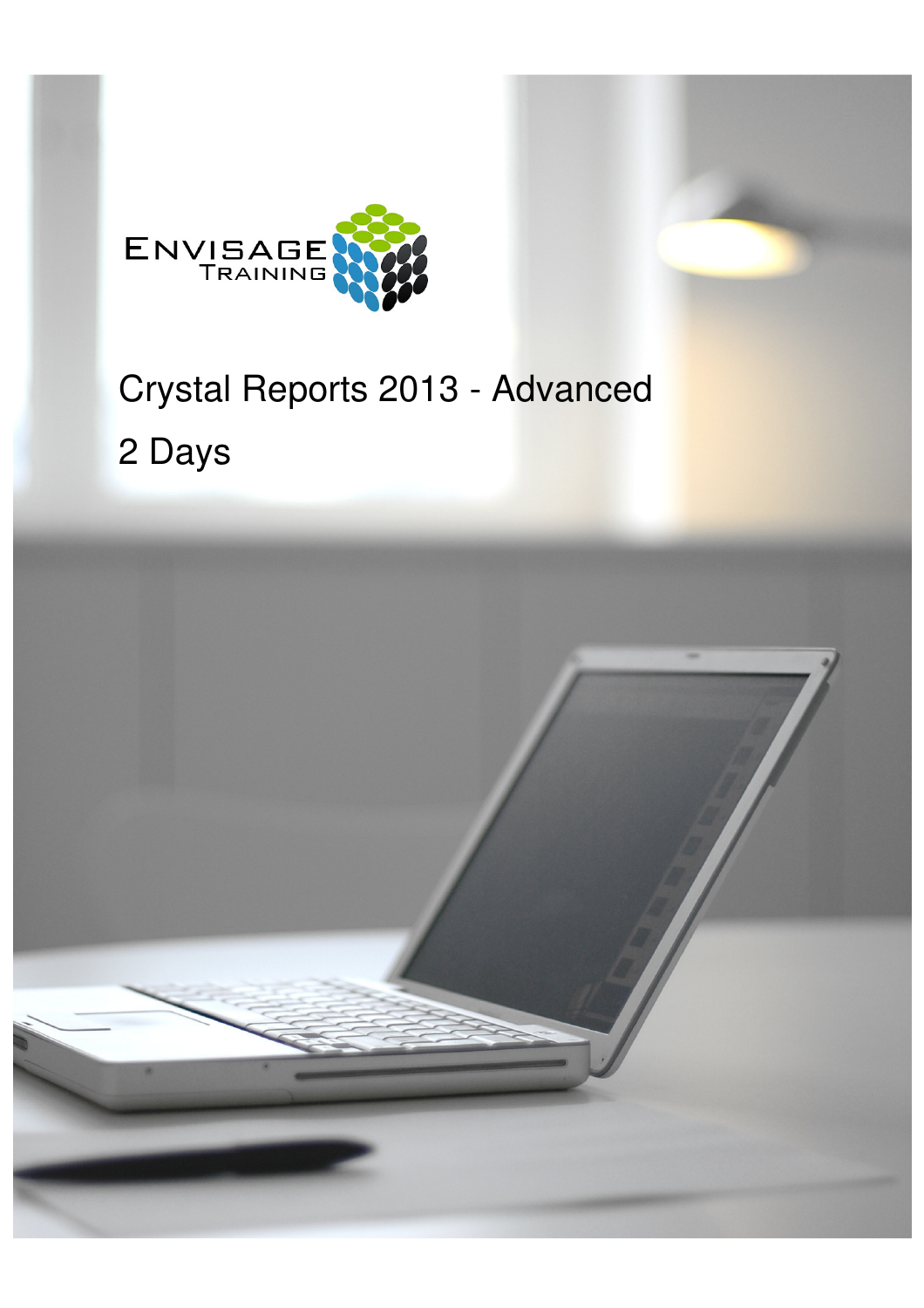ENVISAGE TRAINING

# Crystal Reports 2013 - Advanced

2 Days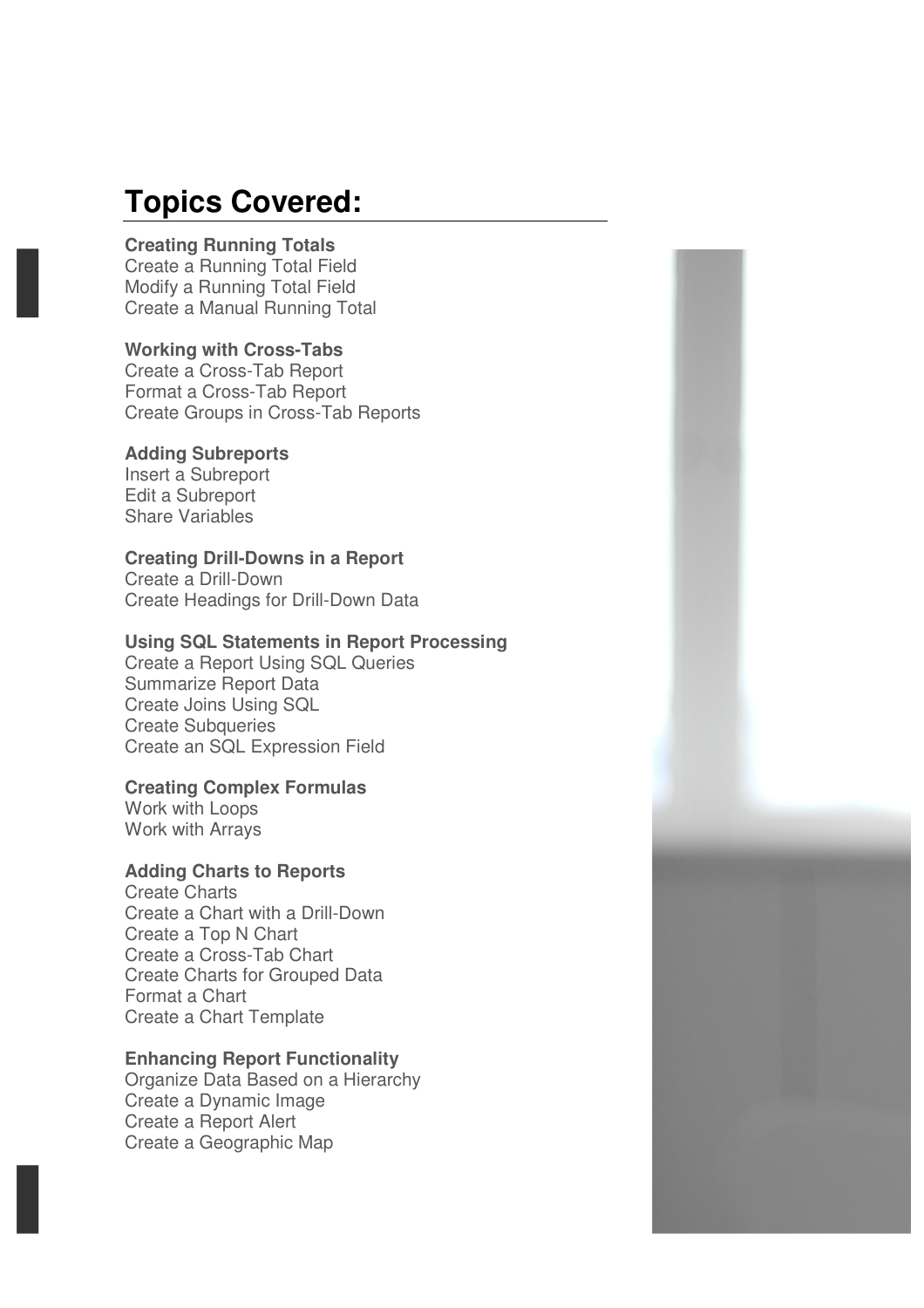# Topics Covered:

**Creating Running Totals**
Create a Running Total Field
Modify a Running Total Field
Create a Manual Running Total

**Working with Cross-Tabs**
Create a Cross-Tab Report
Format a Cross-Tab Report
Create Groups in Cross-Tab Reports

**Adding Subreports**
Insert a Subreport
Edit a Subreport
Share Variables

**Creating Drill-Downs in a Report**
Create a Drill-Down
Create Headings for Drill-Down Data

**Using SQL Statements in Report Processing**
Create a Report Using SQL Queries
Summarize Report Data
Create Joins Using SQL
Create Subqueries
Create an SQL Expression Field

**Creating Complex Formulas**
Work with Loops
Work with Arrays

**Adding Charts to Reports**
Create Charts
Create a Chart with a Drill-Down
Create a Top N Chart
Create a Cross-Tab Chart
Create Charts for Grouped Data
Format a Chart
Create a Chart Template

**Enhancing Report Functionality**
Organize Data Based on a Hierarchy
Create a Dynamic Image
Create a Report Alert
Create a Geographic Map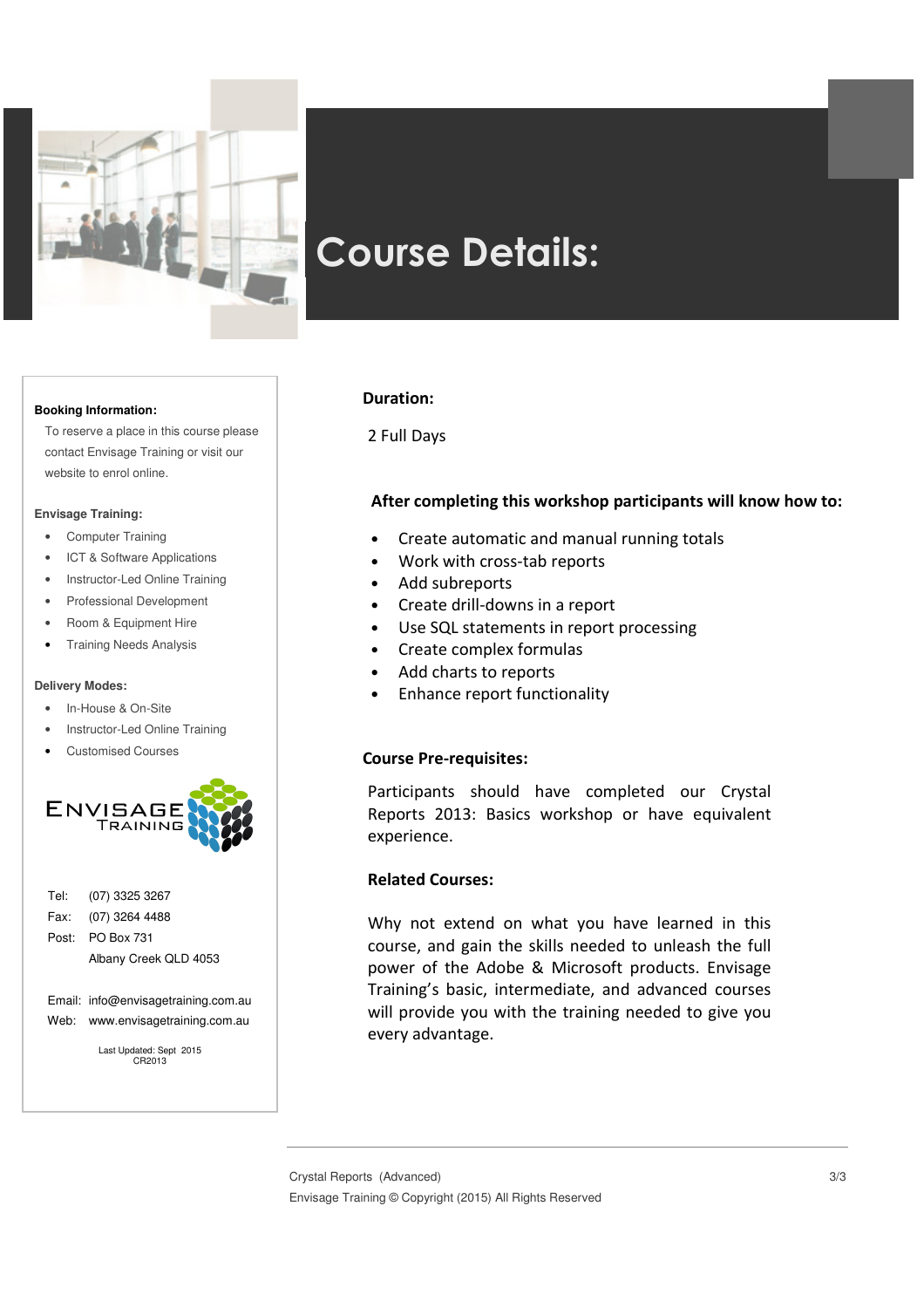# Course Details:

## Duration:

2 Full Days

### After completing this workshop participants will know how to:

- Create automatic and manual running totals
- Work with cross-tab reports
- Add subreports
- Create drill-downs in a report
- Use SQL statements in report processing
- Create complex formulas
- Add charts to reports
- Enhance report functionality

## Course Pre-requisites:

Participants should have completed our Crystal Reports 2013: Basics workshop or have equivalent experience.

## Related Courses:

Why not extend on what you have learned in this course, and gain the skills needed to unleash the full power of the Adobe & Microsoft products. Envisage Training's basic, intermediate, and advanced courses will provide you with the training needed to give you every advantage.

**Booking Information:**

To reserve a place in this course please contact Envisage Training or visit our website to enrol online.

**Envisage Training:**

- Computer Training
- ICT & Software Applications
- Instructor-Led Online Training
- Professional Development
- Room & Equipment Hire
- Training Needs Analysis

**Delivery Modes:**

- In-House & On-Site
- Instructor-Led Online Training
- Customised Courses

ENVISAGE TRAINING

| | |
|---|---|
| Tel: | (07) 3325 3267 |
| Fax: | (07) 3264 4488 |
| Post: | PO Box 731 |
| | Albany Creek QLD 4053 |
| Email: | info@envisagetraining.com.au |
| Web: | www.envisagetraining.com.au |

Last Updated: Sept 2015
CR2013

Crystal Reports (Advanced)
Envisage Training © Copyright (2015) All Rights Reserved